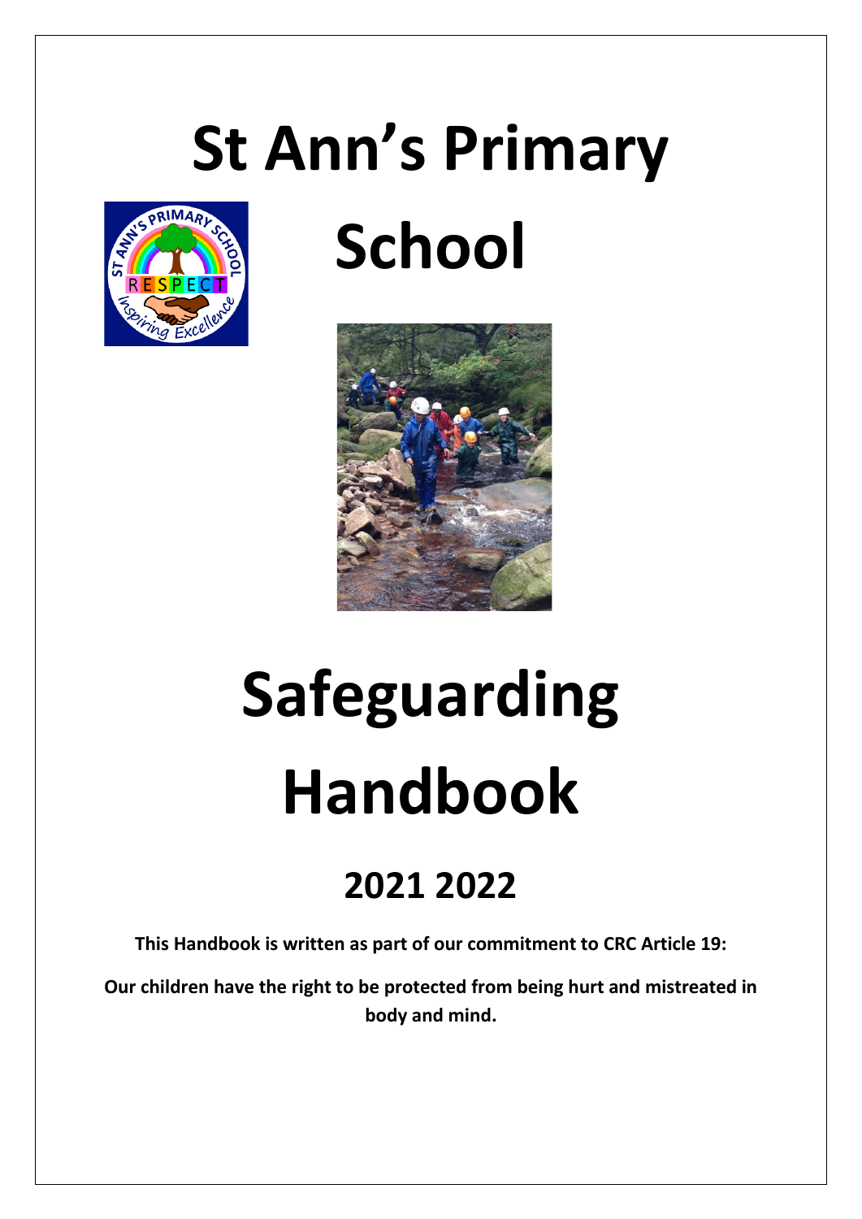# St Ann's Primary School

# Safeguarding Handbook

## 2021 2022

**This Handbook is written as part of our commitment to CRC Article 19:**

**Our children have the right to be protected from being hurt and mistreated in body and mind.**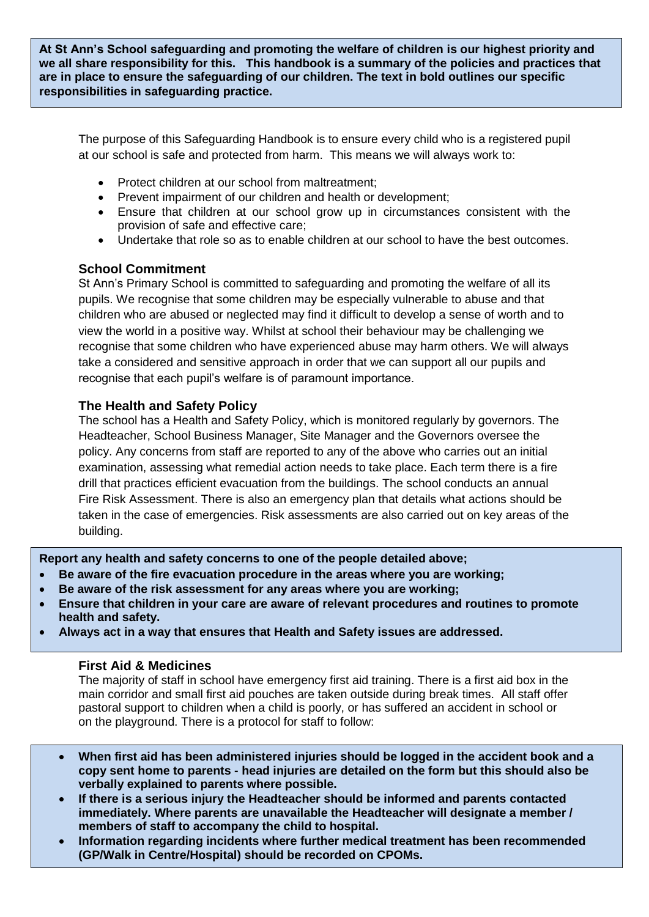**At St Ann's School safeguarding and promoting the welfare of children is our highest priority and we all share responsibility for this. This handbook is a summary of the policies and practices that are in place to ensure the safeguarding of our children. The text in bold outlines our specific responsibilities in safeguarding practice.**

The purpose of this Safeguarding Handbook is to ensure every child who is a registered pupil at our school is safe and protected from harm. This means we will always work to:

- Protect children at our school from maltreatment;
- Prevent impairment of our children and health or development;
- Ensure that children at our school grow up in circumstances consistent with the provision of safe and effective care;
- Undertake that role so as to enable children at our school to have the best outcomes.

### School Commitment

St Ann's Primary School is committed to safeguarding and promoting the welfare of all its pupils. We recognise that some children may be especially vulnerable to abuse and that children who are abused or neglected may find it difficult to develop a sense of worth and to view the world in a positive way. Whilst at school their behaviour may be challenging we recognise that some children who have experienced abuse may harm others. We will always take a considered and sensitive approach in order that we can support all our pupils and recognise that each pupil's welfare is of paramount importance.

### The Health and Safety Policy

The school has a Health and Safety Policy, which is monitored regularly by governors. The Headteacher, School Business Manager, Site Manager and the Governors oversee the policy. Any concerns from staff are reported to any of the above who carries out an initial examination, assessing what remedial action needs to take place. Each term there is a fire drill that practices efficient evacuation from the buildings. The school conducts an annual Fire Risk Assessment. There is also an emergency plan that details what actions should be taken in the case of emergencies. Risk assessments are also carried out on key areas of the building.

**Report any health and safety concerns to one of the people detailed above;**

- **Be aware of the fire evacuation procedure in the areas where you are working;**
- **Be aware of the risk assessment for any areas where you are working;**
- **Ensure that children in your care are aware of relevant procedures and routines to promote health and safety.**
- **Always act in a way that ensures that Health and Safety issues are addressed.**

### First Aid & Medicines

The majority of staff in school have emergency first aid training. There is a first aid box in the main corridor and small first aid pouches are taken outside during break times. All staff offer pastoral support to children when a child is poorly, or has suffered an accident in school or on the playground. There is a protocol for staff to follow:

- **When first aid has been administered injuries should be logged in the accident book and a copy sent home to parents - head injuries are detailed on the form but this should also be verbally explained to parents where possible.**
- **If there is a serious injury the Headteacher should be informed and parents contacted immediately. Where parents are unavailable the Headteacher will designate a member / members of staff to accompany the child to hospital.**
- **Information regarding incidents where further medical treatment has been recommended (GP/Walk in Centre/Hospital) should be recorded on CPOMs.**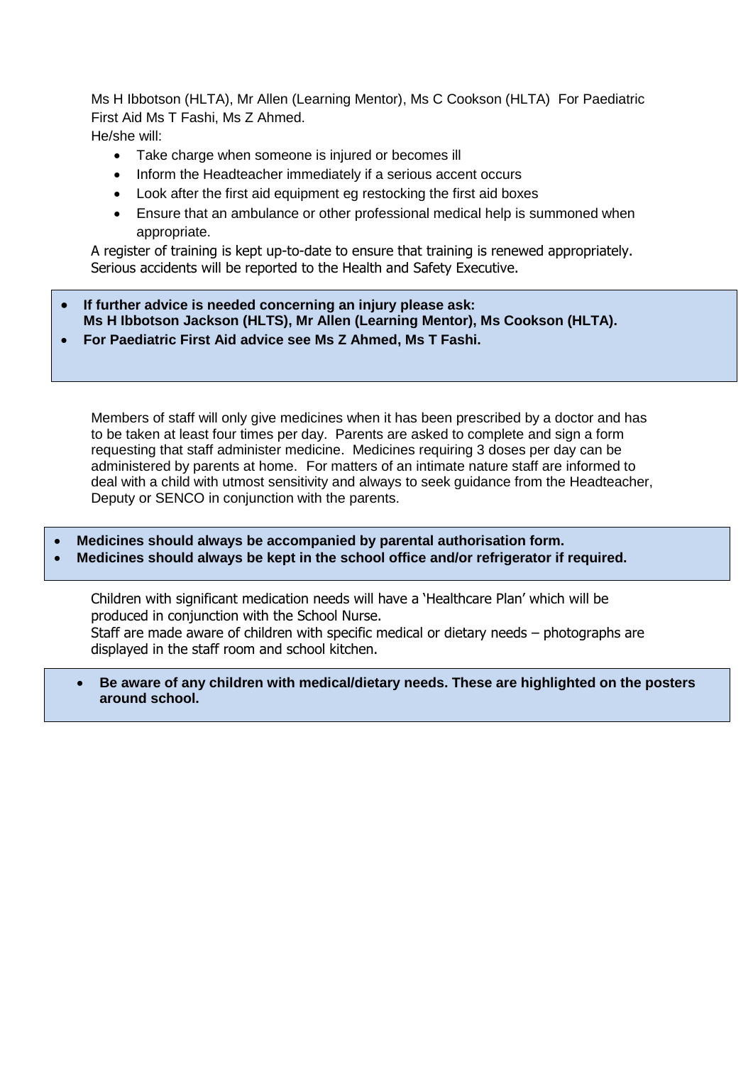Ms H Ibbotson (HLTA), Mr Allen (Learning Mentor), Ms C Cookson (HLTA) For Paediatric First Aid Ms T Fashi, Ms Z Ahmed.

He/she will:

- Take charge when someone is injured or becomes ill
- Inform the Headteacher immediately if a serious accent occurs
- Look after the first aid equipment eg restocking the first aid boxes
- Ensure that an ambulance or other professional medical help is summoned when appropriate.

A register of training is kept up-to-date to ensure that training is renewed appropriately. Serious accidents will be reported to the Health and Safety Executive.

- **If further advice is needed concerning an injury please ask: Ms H Ibbotson Jackson (HLTS), Mr Allen (Learning Mentor), Ms Cookson (HLTA).**
- **For Paediatric First Aid advice see Ms Z Ahmed, Ms T Fashi.**

Members of staff will only give medicines when it has been prescribed by a doctor and has to be taken at least four times per day. Parents are asked to complete and sign a form requesting that staff administer medicine. Medicines requiring 3 doses per day can be administered by parents at home. For matters of an intimate nature staff are informed to deal with a child with utmost sensitivity and always to seek guidance from the Headteacher, Deputy or SENCO in conjunction with the parents.

- **Medicines should always be accompanied by parental authorisation form.**
- **Medicines should always be kept in the school office and/or refrigerator if required.**

Children with significant medication needs will have a 'Healthcare Plan' which will be produced in conjunction with the School Nurse.

Staff are made aware of children with specific medical or dietary needs – photographs are displayed in the staff room and school kitchen.

- **Be aware of any children with medical/dietary needs. These are highlighted on the posters around school.**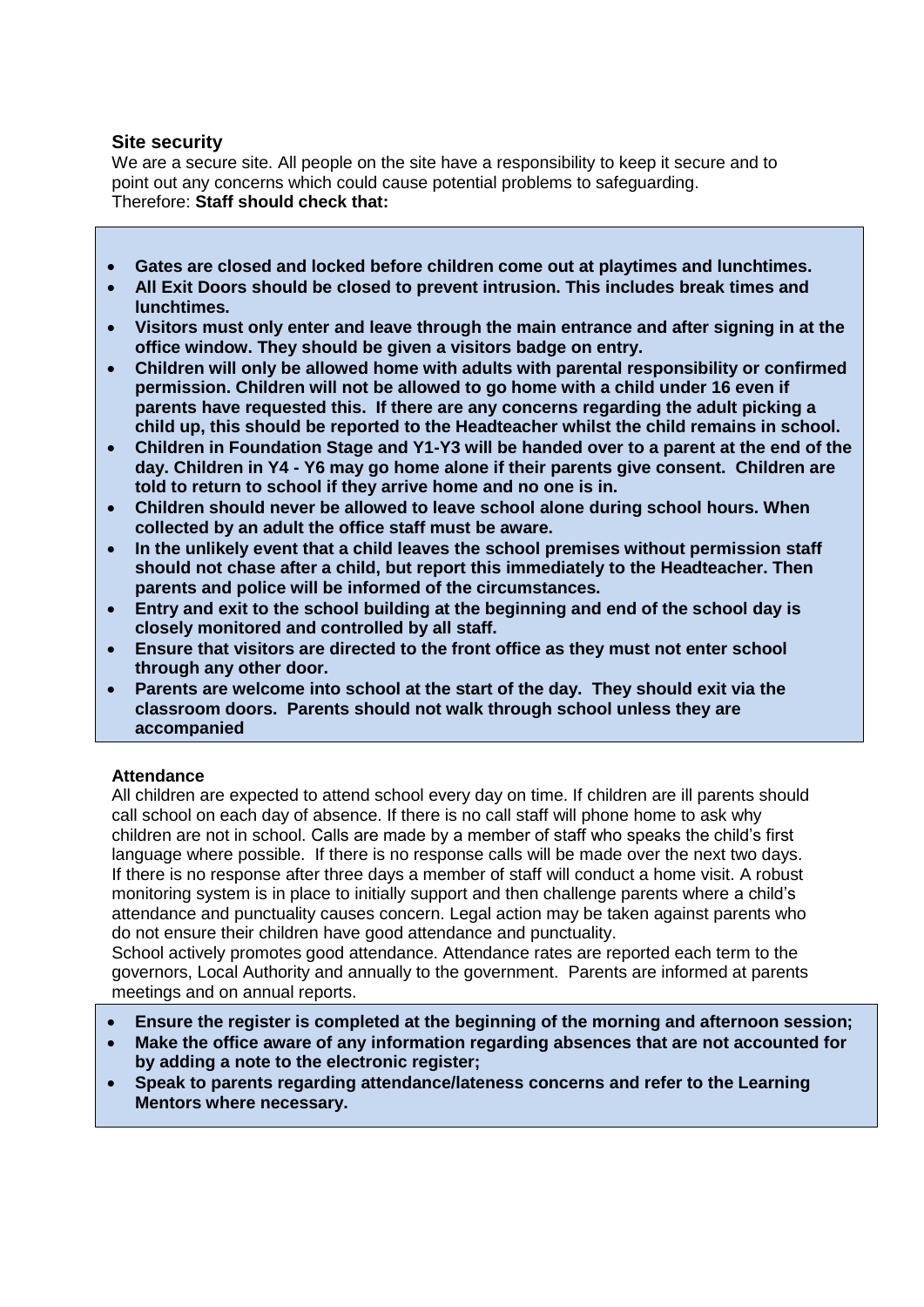## Site security

We are a secure site. All people on the site have a responsibility to keep it secure and to point out any concerns which could cause potential problems to safeguarding.
Therefore: **Staff should check that:**

- **Gates are closed and locked before children come out at playtimes and lunchtimes.**
- **All Exit Doors should be closed to prevent intrusion. This includes break times and lunchtimes.**
- **Visitors must only enter and leave through the main entrance and after signing in at the office window. They should be given a visitors badge on entry.**
- **Children will only be allowed home with adults with parental responsibility or confirmed permission. Children will not be allowed to go home with a child under 16 even if parents have requested this. If there are any concerns regarding the adult picking a child up, this should be reported to the Headteacher whilst the child remains in school.**
- **Children in Foundation Stage and Y1-Y3 will be handed over to a parent at the end of the day. Children in Y4 - Y6 may go home alone if their parents give consent. Children are told to return to school if they arrive home and no one is in.**
- **Children should never be allowed to leave school alone during school hours. When collected by an adult the office staff must be aware.**
- **In the unlikely event that a child leaves the school premises without permission staff should not chase after a child, but report this immediately to the Headteacher. Then parents and police will be informed of the circumstances.**
- **Entry and exit to the school building at the beginning and end of the school day is closely monitored and controlled by all staff.**
- **Ensure that visitors are directed to the front office as they must not enter school through any other door.**
- **Parents are welcome into school at the start of the day. They should exit via the classroom doors. Parents should not walk through school unless they are accompanied**

### Attendance

All children are expected to attend school every day on time. If children are ill parents should call school on each day of absence. If there is no call staff will phone home to ask why children are not in school. Calls are made by a member of staff who speaks the child's first language where possible. If there is no response calls will be made over the next two days. If there is no response after three days a member of staff will conduct a home visit. A robust monitoring system is in place to initially support and then challenge parents where a child's attendance and punctuality causes concern. Legal action may be taken against parents who do not ensure their children have good attendance and punctuality.
School actively promotes good attendance. Attendance rates are reported each term to the governors, Local Authority and annually to the government. Parents are informed at parents meetings and on annual reports.

- **Ensure the register is completed at the beginning of the morning and afternoon session;**
- **Make the office aware of any information regarding absences that are not accounted for by adding a note to the electronic register;**
- **Speak to parents regarding attendance/lateness concerns and refer to the Learning Mentors where necessary.**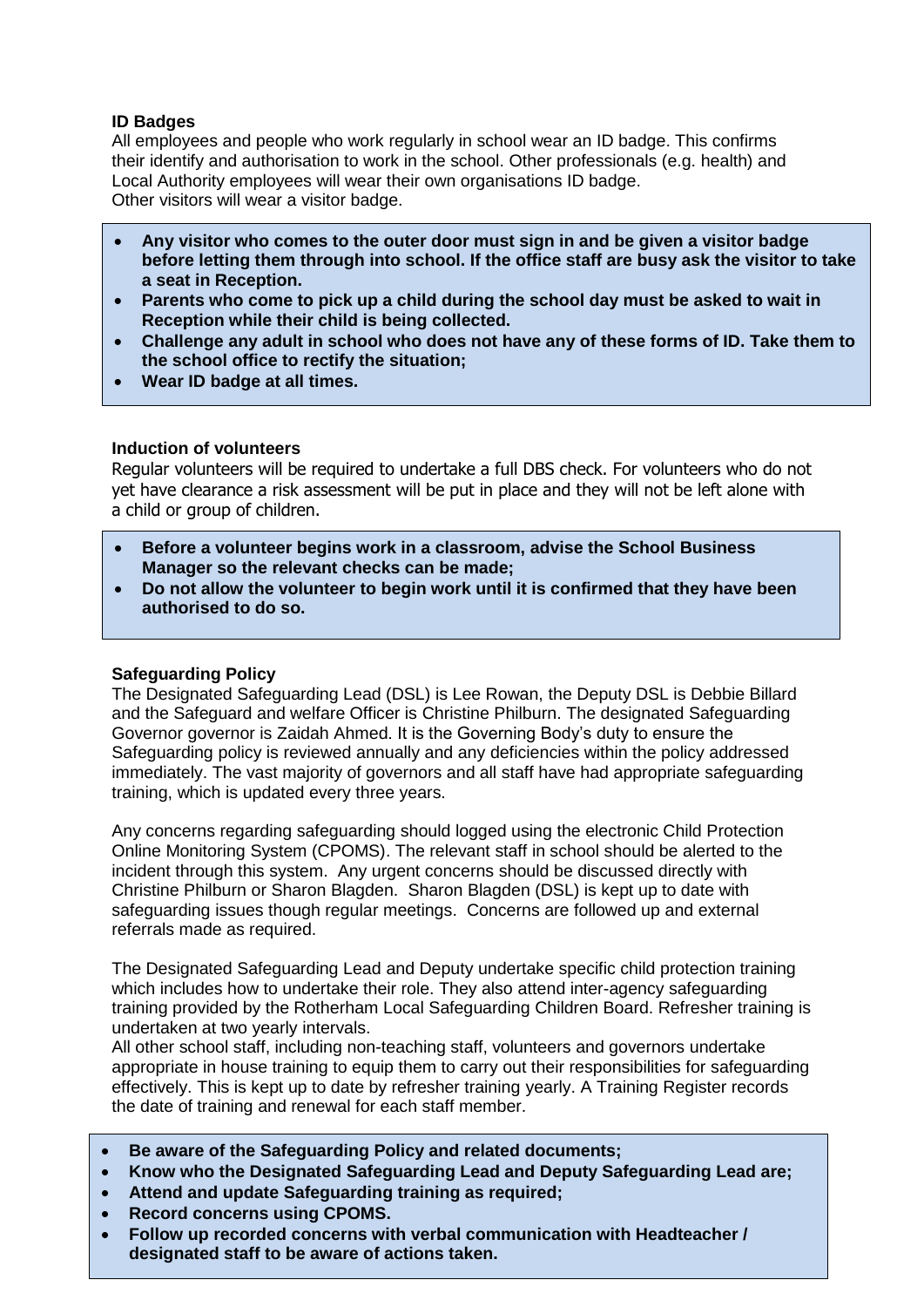### ID Badges

All employees and people who work regularly in school wear an ID badge. This confirms their identify and authorisation to work in the school. Other professionals (e.g. health) and Local Authority employees will wear their own organisations ID badge.
Other visitors will wear a visitor badge.

- **Any visitor who comes to the outer door must sign in and be given a visitor badge before letting them through into school. If the office staff are busy ask the visitor to take a seat in Reception.**
- **Parents who come to pick up a child during the school day must be asked to wait in Reception while their child is being collected.**
- **Challenge any adult in school who does not have any of these forms of ID. Take them to the school office to rectify the situation;**
- **Wear ID badge at all times.**

### Induction of volunteers

Regular volunteers will be required to undertake a full DBS check. For volunteers who do not yet have clearance a risk assessment will be put in place and they will not be left alone with a child or group of children.

- **Before a volunteer begins work in a classroom, advise the School Business Manager so the relevant checks can be made;**
- **Do not allow the volunteer to begin work until it is confirmed that they have been authorised to do so.**

### Safeguarding Policy

The Designated Safeguarding Lead (DSL) is Lee Rowan, the Deputy DSL is Debbie Billard and the Safeguard and welfare Officer is Christine Philburn. The designated Safeguarding Governor governor is Zaidah Ahmed. It is the Governing Body's duty to ensure the Safeguarding policy is reviewed annually and any deficiencies within the policy addressed immediately. The vast majority of governors and all staff have had appropriate safeguarding training, which is updated every three years.

Any concerns regarding safeguarding should logged using the electronic Child Protection Online Monitoring System (CPOMS). The relevant staff in school should be alerted to the incident through this system. Any urgent concerns should be discussed directly with Christine Philburn or Sharon Blagden. Sharon Blagden (DSL) is kept up to date with safeguarding issues though regular meetings. Concerns are followed up and external referrals made as required.

The Designated Safeguarding Lead and Deputy undertake specific child protection training which includes how to undertake their role. They also attend inter-agency safeguarding training provided by the Rotherham Local Safeguarding Children Board. Refresher training is undertaken at two yearly intervals.
All other school staff, including non-teaching staff, volunteers and governors undertake appropriate in house training to equip them to carry out their responsibilities for safeguarding effectively. This is kept up to date by refresher training yearly. A Training Register records the date of training and renewal for each staff member.

- **Be aware of the Safeguarding Policy and related documents;**
- **Know who the Designated Safeguarding Lead and Deputy Safeguarding Lead are;**
- **Attend and update Safeguarding training as required;**
- **Record concerns using CPOMS.**
- **Follow up recorded concerns with verbal communication with Headteacher / designated staff to be aware of actions taken.**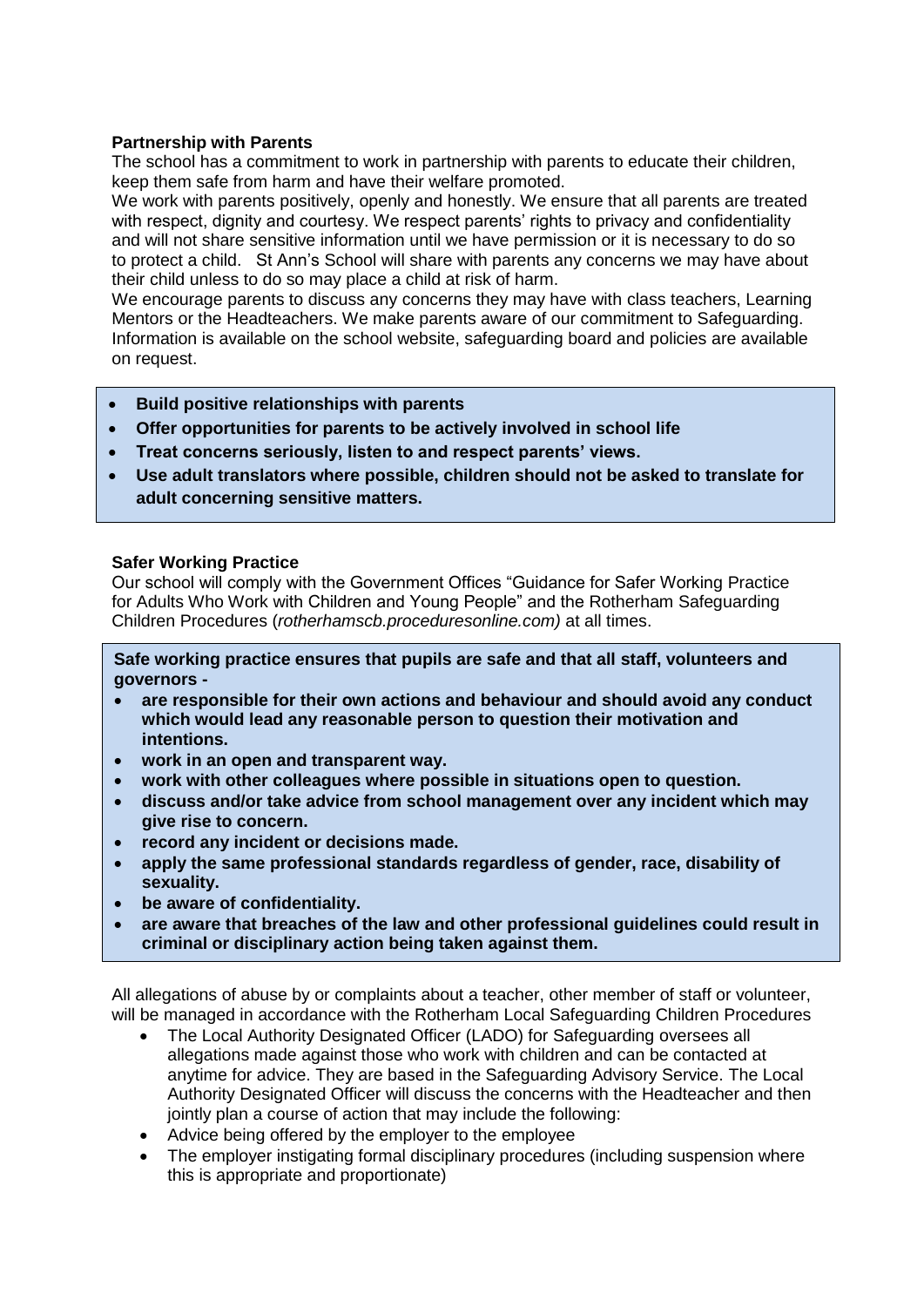**Partnership with Parents**

The school has a commitment to work in partnership with parents to educate their children, keep them safe from harm and have their welfare promoted.

We work with parents positively, openly and honestly. We ensure that all parents are treated with respect, dignity and courtesy. We respect parents' rights to privacy and confidentiality and will not share sensitive information until we have permission or it is necessary to do so to protect a child. St Ann's School will share with parents any concerns we may have about their child unless to do so may place a child at risk of harm.

We encourage parents to discuss any concerns they may have with class teachers, Learning Mentors or the Headteachers. We make parents aware of our commitment to Safeguarding. Information is available on the school website, safeguarding board and policies are available on request.

- **Build positive relationships with parents**
- **Offer opportunities for parents to be actively involved in school life**
- **Treat concerns seriously, listen to and respect parents' views.**
- **Use adult translators where possible, children should not be asked to translate for adult concerning sensitive matters.**

**Safer Working Practice**

Our school will comply with the Government Offices "Guidance for Safer Working Practice for Adults Who Work with Children and Young People" and the Rotherham Safeguarding Children Procedures (*rotherhamscb.proceduresonline.com)* at all times.

**Safe working practice ensures that pupils are safe and that all staff, volunteers and governors -**

- **are responsible for their own actions and behaviour and should avoid any conduct which would lead any reasonable person to question their motivation and intentions.**
- **work in an open and transparent way.**
- **work with other colleagues where possible in situations open to question.**
- **discuss and/or take advice from school management over any incident which may give rise to concern.**
- **record any incident or decisions made.**
- **apply the same professional standards regardless of gender, race, disability of sexuality.**
- **be aware of confidentiality.**
- **are aware that breaches of the law and other professional guidelines could result in criminal or disciplinary action being taken against them.**

All allegations of abuse by or complaints about a teacher, other member of staff or volunteer, will be managed in accordance with the Rotherham Local Safeguarding Children Procedures

- The Local Authority Designated Officer (LADO) for Safeguarding oversees all allegations made against those who work with children and can be contacted at anytime for advice. They are based in the Safeguarding Advisory Service. The Local Authority Designated Officer will discuss the concerns with the Headteacher and then jointly plan a course of action that may include the following:
- Advice being offered by the employer to the employee
- The employer instigating formal disciplinary procedures (including suspension where this is appropriate and proportionate)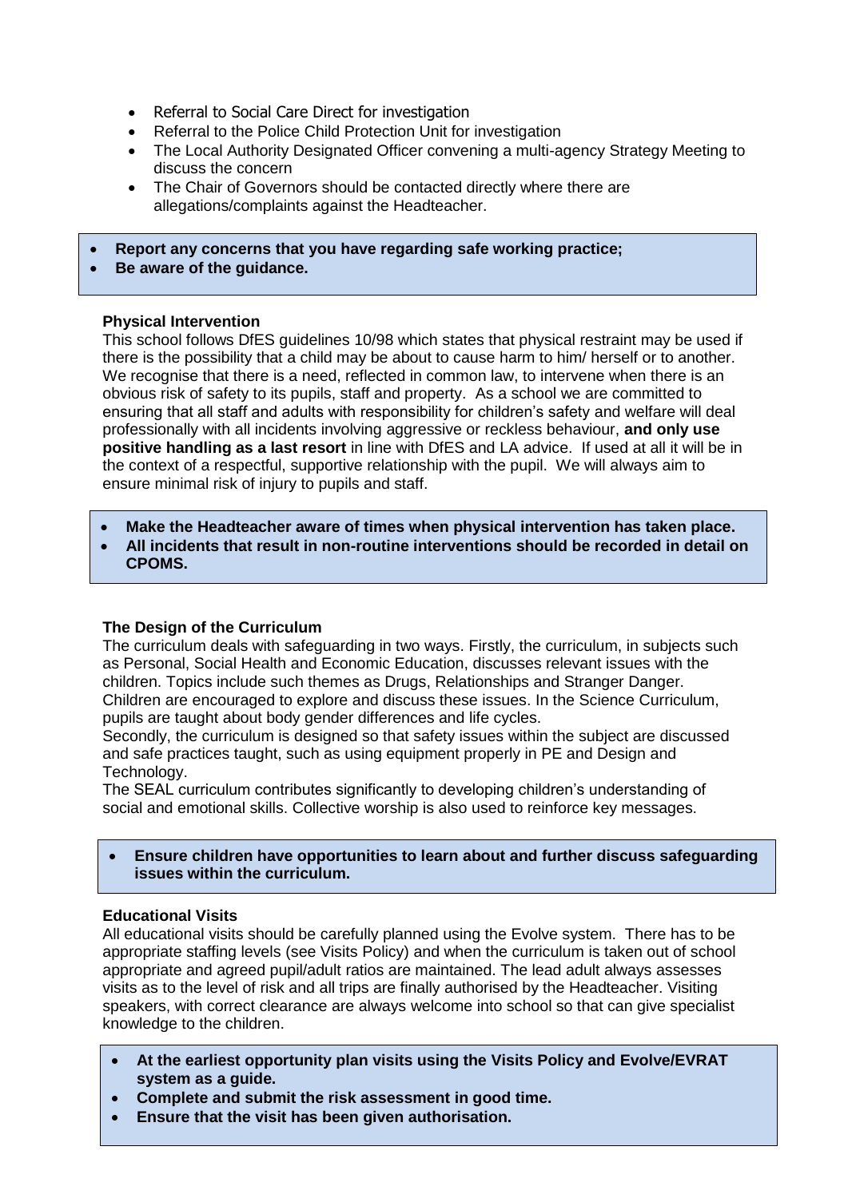- Referral to Social Care Direct for investigation
- Referral to the Police Child Protection Unit for investigation
- The Local Authority Designated Officer convening a multi-agency Strategy Meeting to discuss the concern
- The Chair of Governors should be contacted directly where there are allegations/complaints against the Headteacher.

- **Report any concerns that you have regarding safe working practice;**
- **Be aware of the guidance.**

**Physical Intervention**

This school follows DfES guidelines 10/98 which states that physical restraint may be used if there is the possibility that a child may be about to cause harm to him/ herself or to another. We recognise that there is a need, reflected in common law, to intervene when there is an obvious risk of safety to its pupils, staff and property. As a school we are committed to ensuring that all staff and adults with responsibility for children's safety and welfare will deal professionally with all incidents involving aggressive or reckless behaviour, **and only use positive handling as a last resort** in line with DfES and LA advice. If used at all it will be in the context of a respectful, supportive relationship with the pupil. We will always aim to ensure minimal risk of injury to pupils and staff.

- **Make the Headteacher aware of times when physical intervention has taken place.**
- **All incidents that result in non-routine interventions should be recorded in detail on CPOMS.**

**The Design of the Curriculum**

The curriculum deals with safeguarding in two ways. Firstly, the curriculum, in subjects such as Personal, Social Health and Economic Education, discusses relevant issues with the children. Topics include such themes as Drugs, Relationships and Stranger Danger. Children are encouraged to explore and discuss these issues. In the Science Curriculum, pupils are taught about body gender differences and life cycles.

Secondly, the curriculum is designed so that safety issues within the subject are discussed and safe practices taught, such as using equipment properly in PE and Design and Technology.

The SEAL curriculum contributes significantly to developing children's understanding of social and emotional skills. Collective worship is also used to reinforce key messages.

- **Ensure children have opportunities to learn about and further discuss safeguarding issues within the curriculum.**

**Educational Visits**

All educational visits should be carefully planned using the Evolve system. There has to be appropriate staffing levels (see Visits Policy) and when the curriculum is taken out of school appropriate and agreed pupil/adult ratios are maintained. The lead adult always assesses visits as to the level of risk and all trips are finally authorised by the Headteacher. Visiting speakers, with correct clearance are always welcome into school so that can give specialist knowledge to the children.

- **At the earliest opportunity plan visits using the Visits Policy and Evolve/EVRAT system as a guide.**
- **Complete and submit the risk assessment in good time.**
- **Ensure that the visit has been given authorisation.**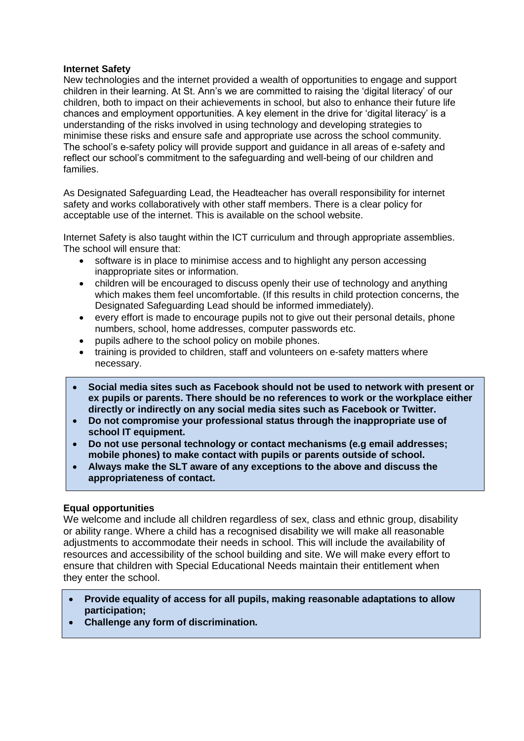**Internet Safety**

New technologies and the internet provided a wealth of opportunities to engage and support children in their learning. At St. Ann's we are committed to raising the 'digital literacy' of our children, both to impact on their achievements in school, but also to enhance their future life chances and employment opportunities. A key element in the drive for 'digital literacy' is a understanding of the risks involved in using technology and developing strategies to minimise these risks and ensure safe and appropriate use across the school community. The school's e-safety policy will provide support and guidance in all areas of e-safety and reflect our school's commitment to the safeguarding and well-being of our children and families.

As Designated Safeguarding Lead, the Headteacher has overall responsibility for internet safety and works collaboratively with other staff members. There is a clear policy for acceptable use of the internet. This is available on the school website.

Internet Safety is also taught within the ICT curriculum and through appropriate assemblies. The school will ensure that:

- software is in place to minimise access and to highlight any person accessing inappropriate sites or information.
- children will be encouraged to discuss openly their use of technology and anything which makes them feel uncomfortable. (If this results in child protection concerns, the Designated Safeguarding Lead should be informed immediately).
- every effort is made to encourage pupils not to give out their personal details, phone numbers, school, home addresses, computer passwords etc.
- pupils adhere to the school policy on mobile phones.
- training is provided to children, staff and volunteers on e-safety matters where necessary.

- **Social media sites such as Facebook should not be used to network with present or ex pupils or parents. There should be no references to work or the workplace either directly or indirectly on any social media sites such as Facebook or Twitter.**
- **Do not compromise your professional status through the inappropriate use of school IT equipment.**
- **Do not use personal technology or contact mechanisms (e.g email addresses; mobile phones) to make contact with pupils or parents outside of school.**
- **Always make the SLT aware of any exceptions to the above and discuss the appropriateness of contact.**

**Equal opportunities**

We welcome and include all children regardless of sex, class and ethnic group, disability or ability range. Where a child has a recognised disability we will make all reasonable adjustments to accommodate their needs in school. This will include the availability of resources and accessibility of the school building and site. We will make every effort to ensure that children with Special Educational Needs maintain their entitlement when they enter the school.

- **Provide equality of access for all pupils, making reasonable adaptations to allow participation;**
- **Challenge any form of discrimination.**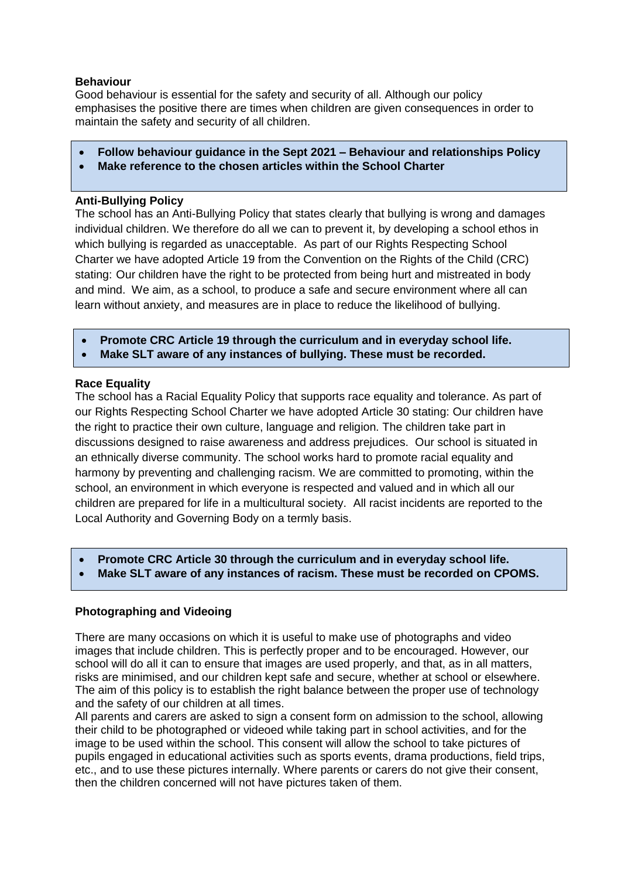**Behaviour**

Good behaviour is essential for the safety and security of all. Although our policy emphasises the positive there are times when children are given consequences in order to maintain the safety and security of all children.

- **Follow behaviour guidance in the Sept 2021 – Behaviour and relationships Policy**
- **Make reference to the chosen articles within the School Charter**

**Anti-Bullying Policy**

The school has an Anti-Bullying Policy that states clearly that bullying is wrong and damages individual children. We therefore do all we can to prevent it, by developing a school ethos in which bullying is regarded as unacceptable. As part of our Rights Respecting School Charter we have adopted Article 19 from the Convention on the Rights of the Child (CRC) stating: Our children have the right to be protected from being hurt and mistreated in body and mind. We aim, as a school, to produce a safe and secure environment where all can learn without anxiety, and measures are in place to reduce the likelihood of bullying.

- **Promote CRC Article 19 through the curriculum and in everyday school life.**
- **Make SLT aware of any instances of bullying. These must be recorded.**

**Race Equality**

The school has a Racial Equality Policy that supports race equality and tolerance. As part of our Rights Respecting School Charter we have adopted Article 30 stating: Our children have the right to practice their own culture, language and religion. The children take part in discussions designed to raise awareness and address prejudices. Our school is situated in an ethnically diverse community. The school works hard to promote racial equality and harmony by preventing and challenging racism. We are committed to promoting, within the school, an environment in which everyone is respected and valued and in which all our children are prepared for life in a multicultural society. All racist incidents are reported to the Local Authority and Governing Body on a termly basis.

- **Promote CRC Article 30 through the curriculum and in everyday school life.**
- **Make SLT aware of any instances of racism. These must be recorded on CPOMS.**

**Photographing and Videoing**

There are many occasions on which it is useful to make use of photographs and video images that include children. This is perfectly proper and to be encouraged. However, our school will do all it can to ensure that images are used properly, and that, as in all matters, risks are minimised, and our children kept safe and secure, whether at school or elsewhere. The aim of this policy is to establish the right balance between the proper use of technology and the safety of our children at all times.

All parents and carers are asked to sign a consent form on admission to the school, allowing their child to be photographed or videoed while taking part in school activities, and for the image to be used within the school. This consent will allow the school to take pictures of pupils engaged in educational activities such as sports events, drama productions, field trips, etc., and to use these pictures internally. Where parents or carers do not give their consent, then the children concerned will not have pictures taken of them.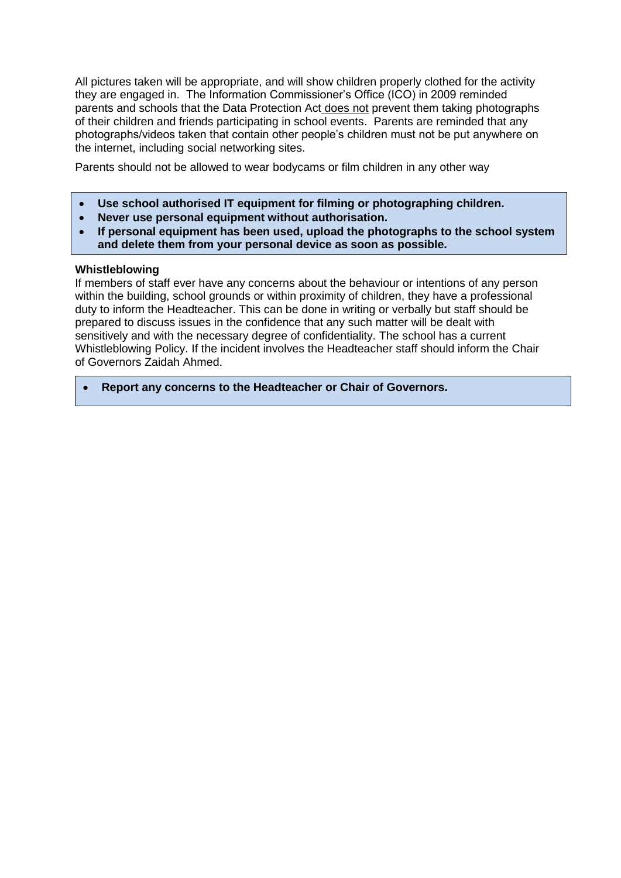All pictures taken will be appropriate, and will show children properly clothed for the activity they are engaged in. The Information Commissioner's Office (ICO) in 2009 reminded parents and schools that the Data Protection Act does not prevent them taking photographs of their children and friends participating in school events. Parents are reminded that any photographs/videos taken that contain other people's children must not be put anywhere on the internet, including social networking sites.

Parents should not be allowed to wear bodycams or film children in any other way

- **Use school authorised IT equipment for filming or photographing children.**
- **Never use personal equipment without authorisation.**
- **If personal equipment has been used, upload the photographs to the school system and delete them from your personal device as soon as possible.**

**Whistleblowing**

If members of staff ever have any concerns about the behaviour or intentions of any person within the building, school grounds or within proximity of children, they have a professional duty to inform the Headteacher. This can be done in writing or verbally but staff should be prepared to discuss issues in the confidence that any such matter will be dealt with sensitively and with the necessary degree of confidentiality. The school has a current Whistleblowing Policy. If the incident involves the Headteacher staff should inform the Chair of Governors Zaidah Ahmed.

- **Report any concerns to the Headteacher or Chair of Governors.**